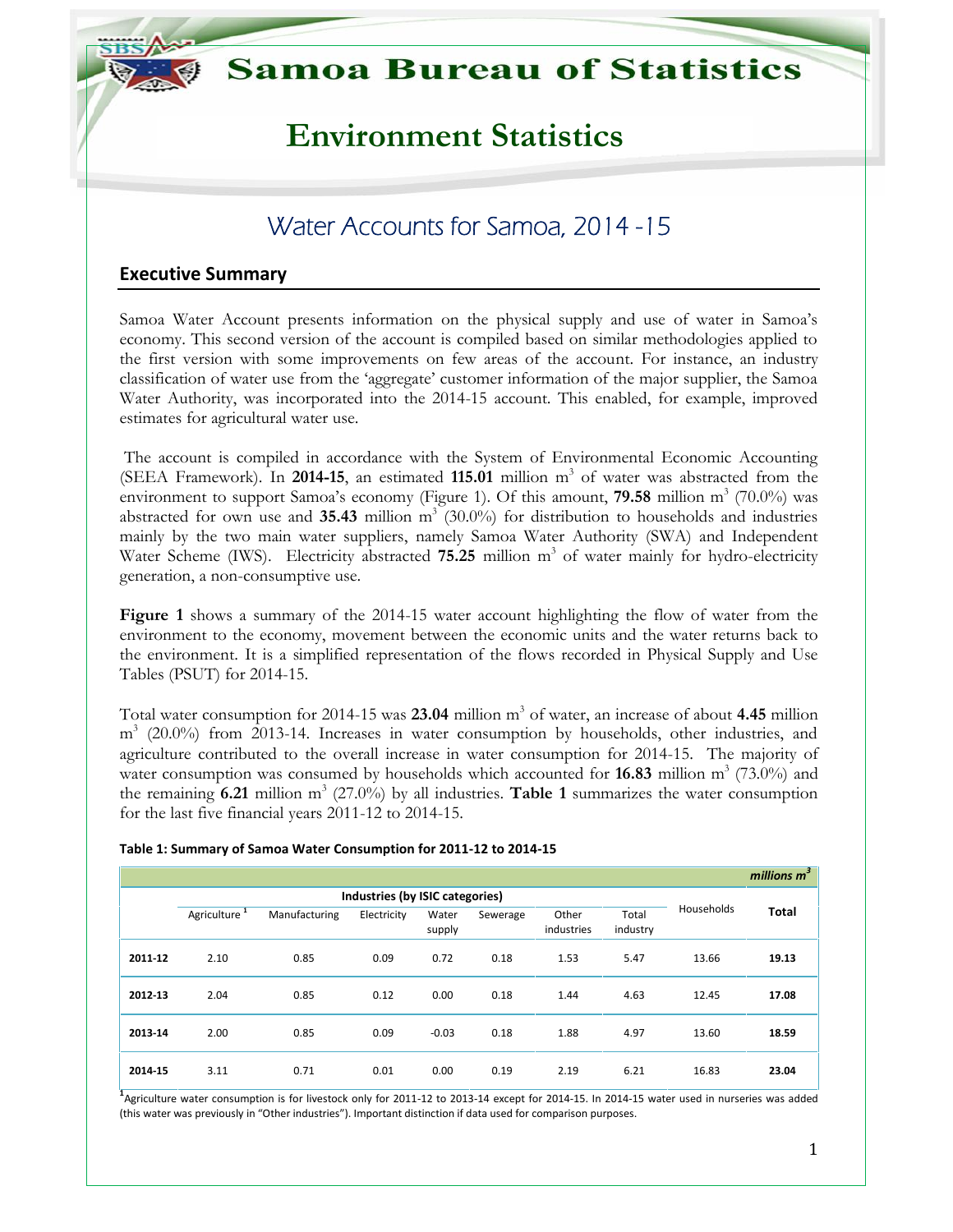# Samoa Bureau of Statistics

# Environment Statistics

## Water Accounts for Samoa, 2014 -15

### Executive Summary

Samoa Water Account presents information on the physical supply and use of water in Samoa's economy. This second version of the account is compiled based on similar methodologies applied to the first version with some improvements on few areas of the account. For instance, an industry classification of water use from the 'aggregate' customer information of the major supplier, the Samoa Water Authority, was incorporated into the 2014-15 account. This enabled, for example, improved estimates for agricultural water use.

The account is compiled in accordance with the System of Environmental Economic Accounting (SEEA Framework). In **2014-15**, an estimated **115.01** million $m^3$ of water was abstracted from the environment to support Samoa's economy (Figure 1). Of this amount, **79.58** million $m^3$ (70.0%) was abstracted for own use and **35.43** million $m^3$ (30.0%) for distribution to households and industries mainly by the two main water suppliers, namely Samoa Water Authority (SWA) and Independent Water Scheme (IWS). Electricity abstracted **75.25** million $m^3$ of water mainly for hydro-electricity generation, a non-consumptive use.

**Figure 1** shows a summary of the 2014-15 water account highlighting the flow of water from the environment to the economy, movement between the economic units and the water returns back to the environment. It is a simplified representation of the flows recorded in Physical Supply and Use Tables (PSUT) for 2014-15.

Total water consumption for 2014-15 was **23.04** million $m^3$ of water, an increase of about **4.45** million $m^3$ (20.0%) from 2013-14. Increases in water consumption by households, other industries, and agriculture contributed to the overall increase in water consumption for 2014-15. The majority of water consumption was consumed by households which accounted for **16.83** million $m^3$ (73.0%) and the remaining **6.21** million $m^3$ (27.0%) by all industries. **Table 1** summarizes the water consumption for the last five financial years 2011-12 to 2014-15.

**Table 1: Summary of Samoa Water Consumption for 2011-12 to 2014-15**

| | Industries (by ISIC categories) | | | | | | | | *millions $m^3$* |
|---|---|---|---|---|---|---|---|---|---|
| | Agriculture [1] | Manufacturing | Electricity | Water supply | Sewerage | Other industries | Total industry | Households | **Total** |
| **2011-12** | 2.10 | 0.85 | 0.09 | 0.72 | 0.18 | 1.53 | 5.47 | 13.66 | **19.13** |
| **2012-13** | 2.04 | 0.85 | 0.12 | 0.00 | 0.18 | 1.44 | 4.63 | 12.45 | **17.08** |
| **2013-14** | 2.00 | 0.85 | 0.09 | -0.03 | 0.18 | 1.88 | 4.97 | 13.60 | **18.59** |
| **2014-15** | 3.11 | 0.71 | 0.01 | 0.00 | 0.19 | 2.19 | 6.21 | 16.83 | **23.04** |

[1]Agriculture water consumption is for livestock only for 2011-12 to 2013-14 except for 2014-15. In 2014-15 water used in nurseries was added (this water was previously in "Other industries"). Important distinction if data used for comparison purposes.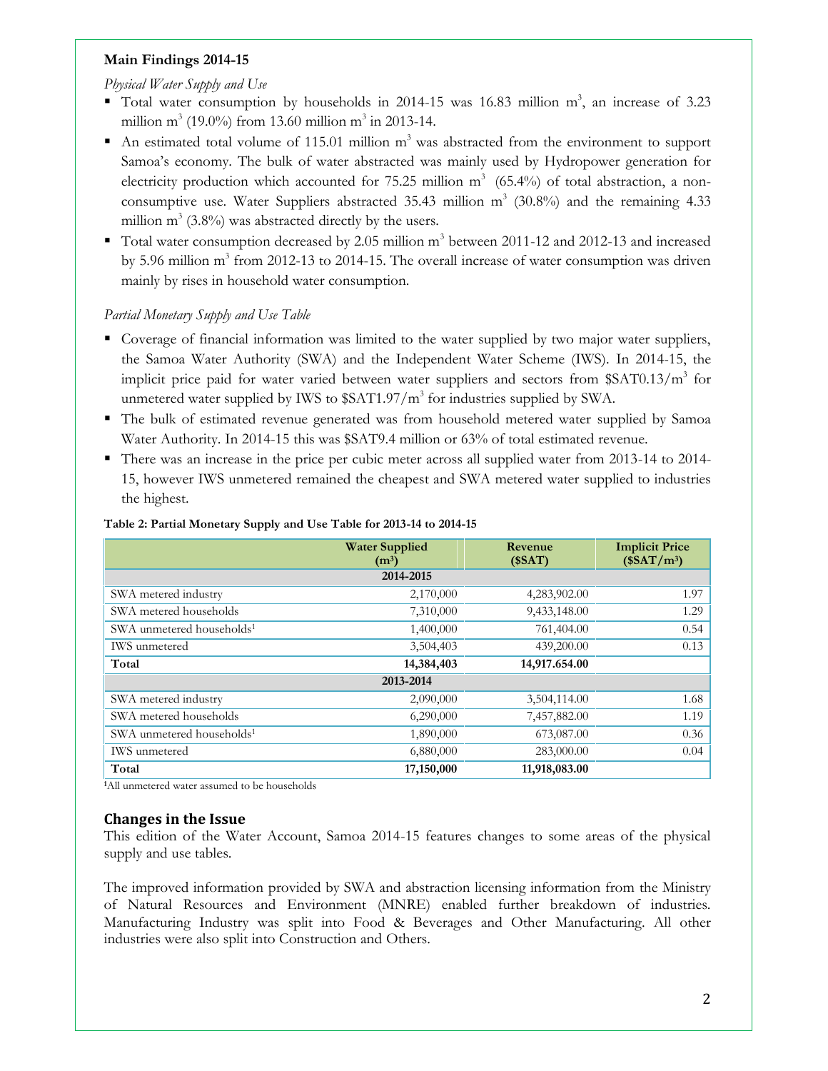**Main Findings 2014-15**

*Physical Water Supply and Use*

- Total water consumption by households in 2014-15 was 16.83 million $m^3$, an increase of 3.23 million $m^3$ (19.0%) from 13.60 million $m^3$ in 2013-14.
- An estimated total volume of 115.01 million $m^3$ was abstracted from the environment to support Samoa's economy. The bulk of water abstracted was mainly used by Hydropower generation for electricity production which accounted for 75.25 million $m^3$ (65.4%) of total abstraction, a non-consumptive use. Water Suppliers abstracted 35.43 million $m^3$ (30.8%) and the remaining 4.33 million $m^3$ (3.8%) was abstracted directly by the users.
- Total water consumption decreased by 2.05 million $m^3$ between 2011-12 and 2012-13 and increased by 5.96 million $m^3$ from 2012-13 to 2014-15. The overall increase of water consumption was driven mainly by rises in household water consumption.

*Partial Monetary Supply and Use Table*

- Coverage of financial information was limited to the water supplied by two major water suppliers, the Samoa Water Authority (SWA) and the Independent Water Scheme (IWS). In 2014-15, the implicit price paid for water varied between water suppliers and sectors from $SAT0.13/$m^3$ for unmetered water supplied by IWS to $SAT1.97/$m^3$ for industries supplied by SWA.
- The bulk of estimated revenue generated was from household metered water supplied by Samoa Water Authority. In 2014-15 this was $SAT9.4 million or 63% of total estimated revenue.
- There was an increase in the price per cubic meter across all supplied water from 2013-14 to 2014-15, however IWS unmetered remained the cheapest and SWA metered water supplied to industries the highest.

**Table 2: Partial Monetary Supply and Use Table for 2013-14 to 2014-15**

| | Water Supplied ($m^3$) | Revenue ($SAT) | Implicit Price ($SAT/$m^3$) |
|---|---|---|---|
| | **2014-2015** | | |
| SWA metered industry | 2,170,000 | 4,283,902.00 | 1.97 |
| SWA metered households | 7,310,000 | 9,433,148.00 | 1.29 |
| SWA unmetered households[1] | 1,400,000 | 761,404.00 | 0.54 |
| IWS unmetered | 3,504,403 | 439,200.00 | 0.13 |
| **Total** | **14,384,403** | **14,917.654.00** | |
| | **2013-2014** | | |
| SWA metered industry | 2,090,000 | 3,504,114.00 | 1.68 |
| SWA metered households | 6,290,000 | 7,457,882.00 | 1.19 |
| SWA unmetered households[1] | 1,890,000 | 673,087.00 | 0.36 |
| IWS unmetered | 6,880,000 | 283,000.00 | 0.04 |
| **Total** | **17,150,000** | **11,918,083.00** | |

[1]All unmetered water assumed to be households

## Changes in the Issue

This edition of the Water Account, Samoa 2014-15 features changes to some areas of the physical supply and use tables.

The improved information provided by SWA and abstraction licensing information from the Ministry of Natural Resources and Environment (MNRE) enabled further breakdown of industries. Manufacturing Industry was split into Food & Beverages and Other Manufacturing. All other industries were also split into Construction and Others.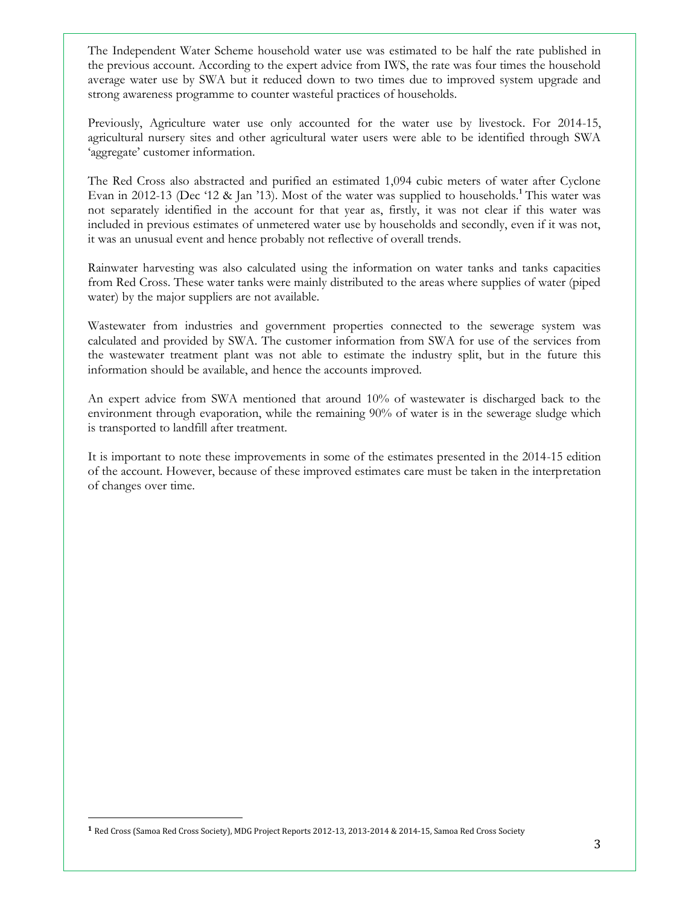The Independent Water Scheme household water use was estimated to be half the rate published in the previous account. According to the expert advice from IWS, the rate was four times the household average water use by SWA but it reduced down to two times due to improved system upgrade and strong awareness programme to counter wasteful practices of households.

Previously, Agriculture water use only accounted for the water use by livestock. For 2014-15, agricultural nursery sites and other agricultural water users were able to be identified through SWA 'aggregate' customer information.

The Red Cross also abstracted and purified an estimated 1,094 cubic meters of water after Cyclone Evan in 2012-13 (Dec '12 & Jan '13). Most of the water was supplied to households.[1] This water was not separately identified in the account for that year as, firstly, it was not clear if this water was included in previous estimates of unmetered water use by households and secondly, even if it was not, it was an unusual event and hence probably not reflective of overall trends.

Rainwater harvesting was also calculated using the information on water tanks and tanks capacities from Red Cross. These water tanks were mainly distributed to the areas where supplies of water (piped water) by the major suppliers are not available.

Wastewater from industries and government properties connected to the sewerage system was calculated and provided by SWA. The customer information from SWA for use of the services from the wastewater treatment plant was not able to estimate the industry split, but in the future this information should be available, and hence the accounts improved.

An expert advice from SWA mentioned that around 10% of wastewater is discharged back to the environment through evaporation, while the remaining 90% of water is in the sewerage sludge which is transported to landfill after treatment.

It is important to note these improvements in some of the estimates presented in the 2014-15 edition of the account. However, because of these improved estimates care must be taken in the interpretation of changes over time.

---

[1] Red Cross (Samoa Red Cross Society), MDG Project Reports 2012-13, 2013-2014 & 2014-15, Samoa Red Cross Society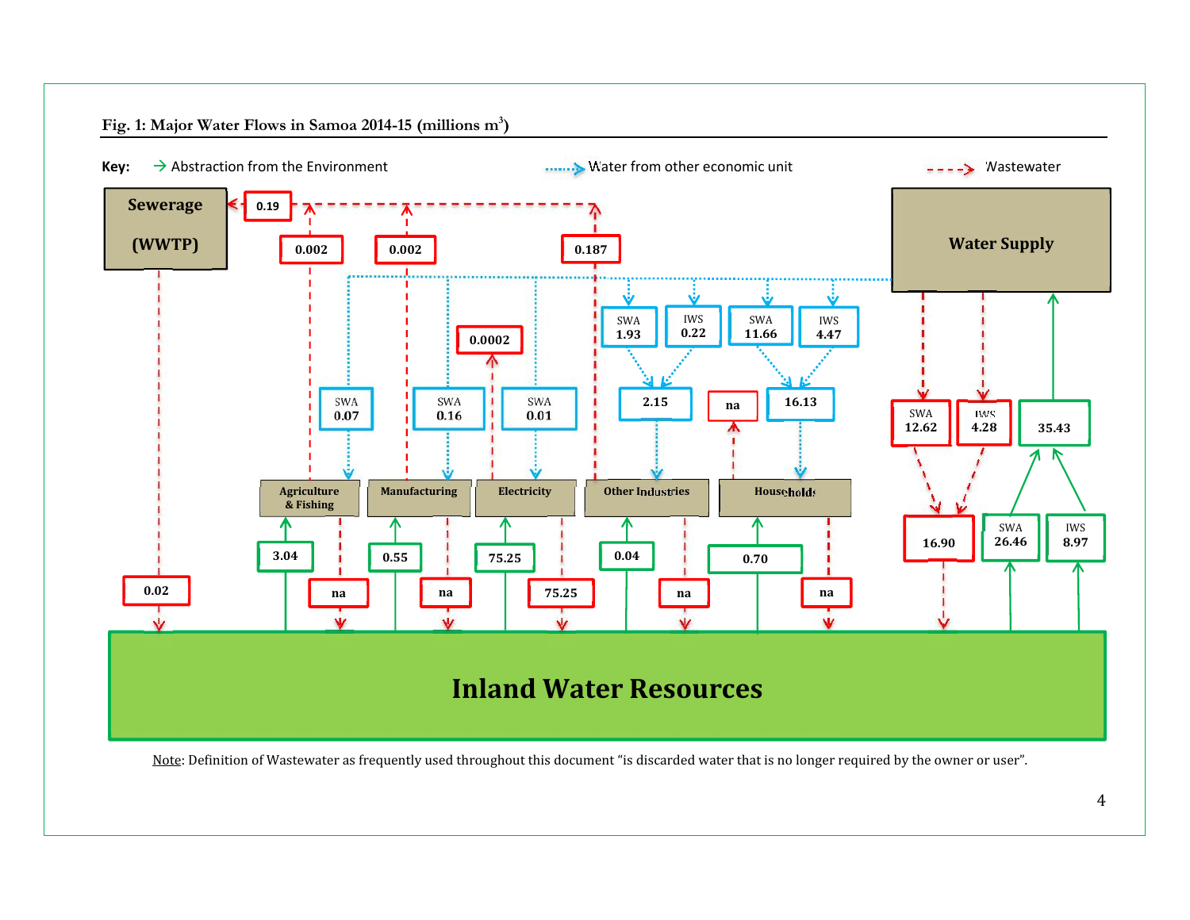Fig. 1: Major Water Flows in Samoa 2014-15 (millions m$^3$)

Key: Abstraction from the Environment | Water from other economic unit | Wastewater

Sewerage (WWTP)

0.19

0.002

0.002

0.187

Water Supply

SWA 1.93

IWS 0.22

SWA 11.66

IWS 4.47

0.0002

SWA 0.07

SWA 0.16

SWA 0.01

2.15

na

16.13

SWA 12.62

IWS 4.28

35.43

Agriculture & Fishing

Manufacturing

Electricity

Other Industries

Households

3.04

0.55

75.25

0.04

0.70

16.90

SWA 26.46

IWS 8.97

0.02

na

na

75.25

na

na

Inland Water Resources

Note: Definition of Wastewater as frequently used throughout this document "is discarded water that is no longer required by the owner or user".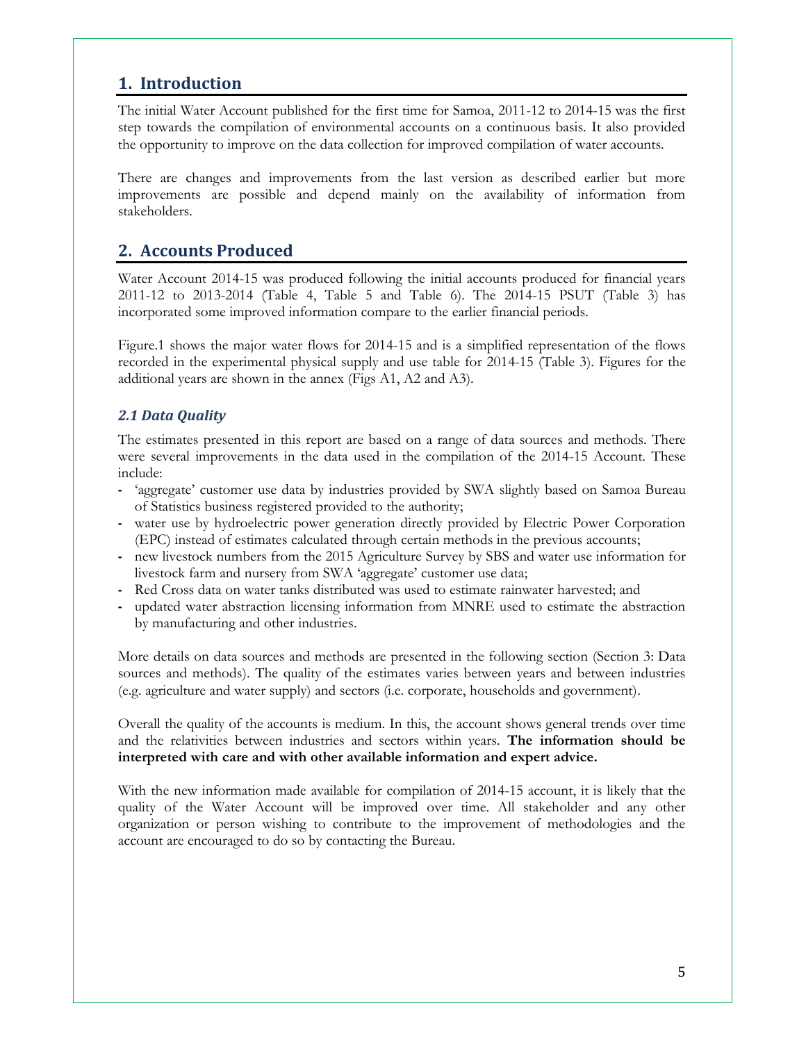## 1. Introduction

The initial Water Account published for the first time for Samoa, 2011-12 to 2014-15 was the first step towards the compilation of environmental accounts on a continuous basis. It also provided the opportunity to improve on the data collection for improved compilation of water accounts.

There are changes and improvements from the last version as described earlier but more improvements are possible and depend mainly on the availability of information from stakeholders.

## 2. Accounts Produced

Water Account 2014-15 was produced following the initial accounts produced for financial years 2011-12 to 2013-2014 (Table 4, Table 5 and Table 6). The 2014-15 PSUT (Table 3) has incorporated some improved information compare to the earlier financial periods.

Figure.1 shows the major water flows for 2014-15 and is a simplified representation of the flows recorded in the experimental physical supply and use table for 2014-15 (Table 3). Figures for the additional years are shown in the annex (Figs A1, A2 and A3).

### *2.1 Data Quality*

The estimates presented in this report are based on a range of data sources and methods. There were several improvements in the data used in the compilation of the 2014-15 Account. These include:

- 'aggregate' customer use data by industries provided by SWA slightly based on Samoa Bureau of Statistics business registered provided to the authority;
- water use by hydroelectric power generation directly provided by Electric Power Corporation (EPC) instead of estimates calculated through certain methods in the previous accounts;
- new livestock numbers from the 2015 Agriculture Survey by SBS and water use information for livestock farm and nursery from SWA 'aggregate' customer use data;
- Red Cross data on water tanks distributed was used to estimate rainwater harvested; and
- updated water abstraction licensing information from MNRE used to estimate the abstraction by manufacturing and other industries.

More details on data sources and methods are presented in the following section (Section 3: Data sources and methods). The quality of the estimates varies between years and between industries (e.g. agriculture and water supply) and sectors (i.e. corporate, households and government).

Overall the quality of the accounts is medium. In this, the account shows general trends over time and the relativities between industries and sectors within years. **The information should be interpreted with care and with other available information and expert advice.**

With the new information made available for compilation of 2014-15 account, it is likely that the quality of the Water Account will be improved over time. All stakeholder and any other organization or person wishing to contribute to the improvement of methodologies and the account are encouraged to do so by contacting the Bureau.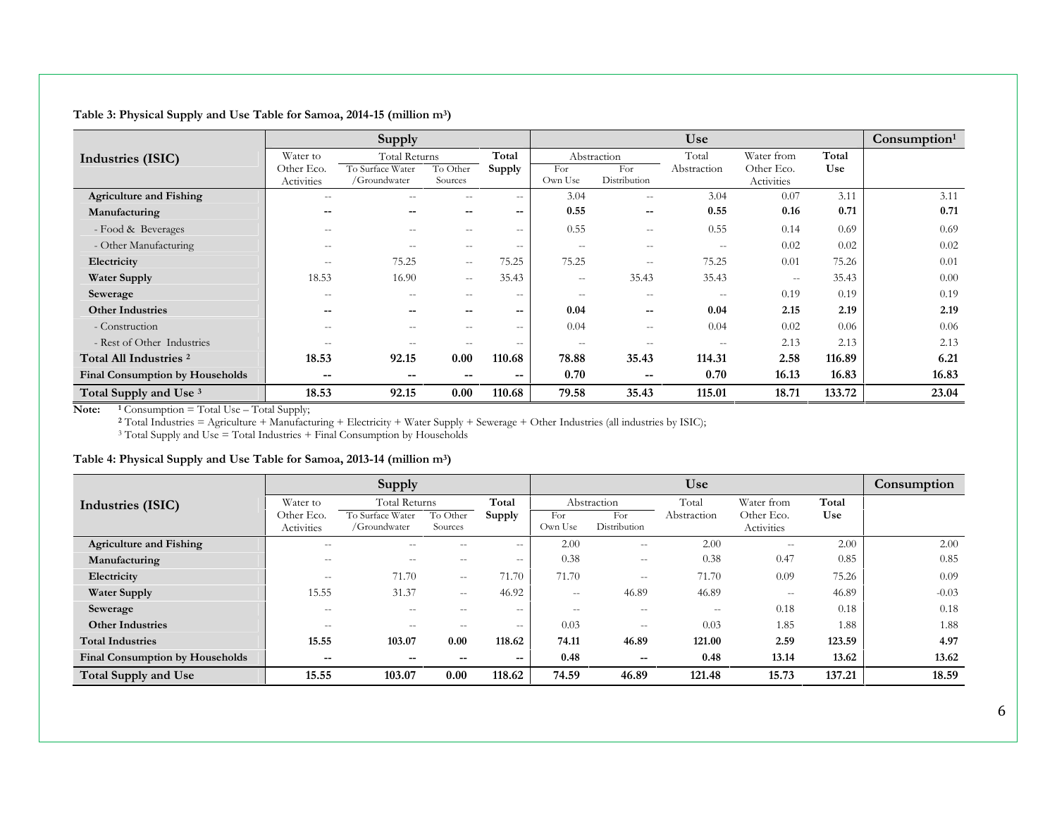**Table 3: Physical Supply and Use Table for Samoa, 2014-15 (million m³)**

| Industries (ISIC) | Supply | | | | Use | | | | | Consumption[1] |
|---|---|---|---|---|---|---|---|---|---|---|
| | Water to Other Eco. Activities | Total Returns | | Total Supply | Abstraction | | Total Abstraction | Water from Other Eco. Activities | Total Use | |
| | | To Surface Water /Groundwater | To Other Sources | | For Own Use | For Distribution | | | | |
| **Agriculture and Fishing** | -- | -- | -- | -- | 3.04 | -- | 3.04 | 0.07 | 3.11 | 3.11 |
| **Manufacturing** | **--** | **--** | **--** | **--** | **0.55** | **--** | **0.55** | **0.16** | **0.71** | **0.71** |
| - Food & Beverages | -- | -- | -- | -- | 0.55 | -- | 0.55 | 0.14 | 0.69 | 0.69 |
| - Other Manufacturing | -- | -- | -- | -- | -- | -- | -- | 0.02 | 0.02 | 0.02 |
| **Electricity** | -- | 75.25 | -- | 75.25 | 75.25 | -- | 75.25 | 0.01 | 75.26 | 0.01 |
| **Water Supply** | 18.53 | 16.90 | -- | 35.43 | -- | 35.43 | 35.43 | -- | 35.43 | 0.00 |
| **Sewerage** | -- | -- | -- | -- | -- | -- | -- | 0.19 | 0.19 | 0.19 |
| **Other Industries** | **--** | **--** | **--** | **--** | **0.04** | **--** | **0.04** | **2.15** | **2.19** | **2.19** |
| - Construction | -- | -- | -- | -- | 0.04 | -- | 0.04 | 0.02 | 0.06 | 0.06 |
| - Rest of Other Industries | -- | -- | -- | -- | -- | -- | -- | 2.13 | 2.13 | 2.13 |
| **Total All Industries [2]** | **18.53** | **92.15** | **0.00** | **110.68** | **78.88** | **35.43** | **114.31** | **2.58** | **116.89** | **6.21** |
| **Final Consumption by Households** | **--** | **--** | **--** | **--** | **0.70** | **--** | **0.70** | **16.13** | **16.83** | **16.83** |
| **Total Supply and Use [3]** | **18.53** | **92.15** | **0.00** | **110.68** | **79.58** | **35.43** | **115.01** | **18.71** | **133.72** | **23.04** |

**Note:** [1] Consumption = Total Use – Total Supply;
[2] Total Industries = Agriculture + Manufacturing + Electricity + Water Supply + Sewerage + Other Industries (all industries by ISIC);
[3] Total Supply and Use = Total Industries + Final Consumption by Households

**Table 4: Physical Supply and Use Table for Samoa, 2013-14 (million m³)**

| Industries (ISIC) | Supply | | | | Use | | | | | Consumption |
|---|---|---|---|---|---|---|---|---|---|---|
| | Water to Other Eco. Activities | Total Returns | | Total Supply | Abstraction | | Total Abstraction | Water from Other Eco. Activities | Total Use | |
| | | To Surface Water /Groundwater | To Other Sources | | For Own Use | For Distribution | | | | |
| **Agriculture and Fishing** | -- | -- | -- | -- | 2.00 | -- | 2.00 | -- | 2.00 | 2.00 |
| **Manufacturing** | -- | -- | -- | -- | 0.38 | -- | 0.38 | 0.47 | 0.85 | 0.85 |
| **Electricity** | -- | 71.70 | -- | 71.70 | 71.70 | -- | 71.70 | 0.09 | 75.26 | 0.09 |
| **Water Supply** | 15.55 | 31.37 | -- | 46.92 | -- | 46.89 | 46.89 | -- | 46.89 | -0.03 |
| **Sewerage** | -- | -- | -- | -- | -- | -- | -- | 0.18 | 0.18 | 0.18 |
| **Other Industries** | -- | -- | -- | -- | 0.03 | -- | 0.03 | 1.85 | 1.88 | 1.88 |
| **Total Industries** | **15.55** | **103.07** | **0.00** | **118.62** | **74.11** | **46.89** | **121.00** | **2.59** | **123.59** | **4.97** |
| **Final Consumption by Households** | **--** | **--** | **--** | **--** | **0.48** | **--** | **0.48** | **13.14** | **13.62** | **13.62** |
| **Total Supply and Use** | **15.55** | **103.07** | **0.00** | **118.62** | **74.59** | **46.89** | **121.48** | **15.73** | **137.21** | **18.59** |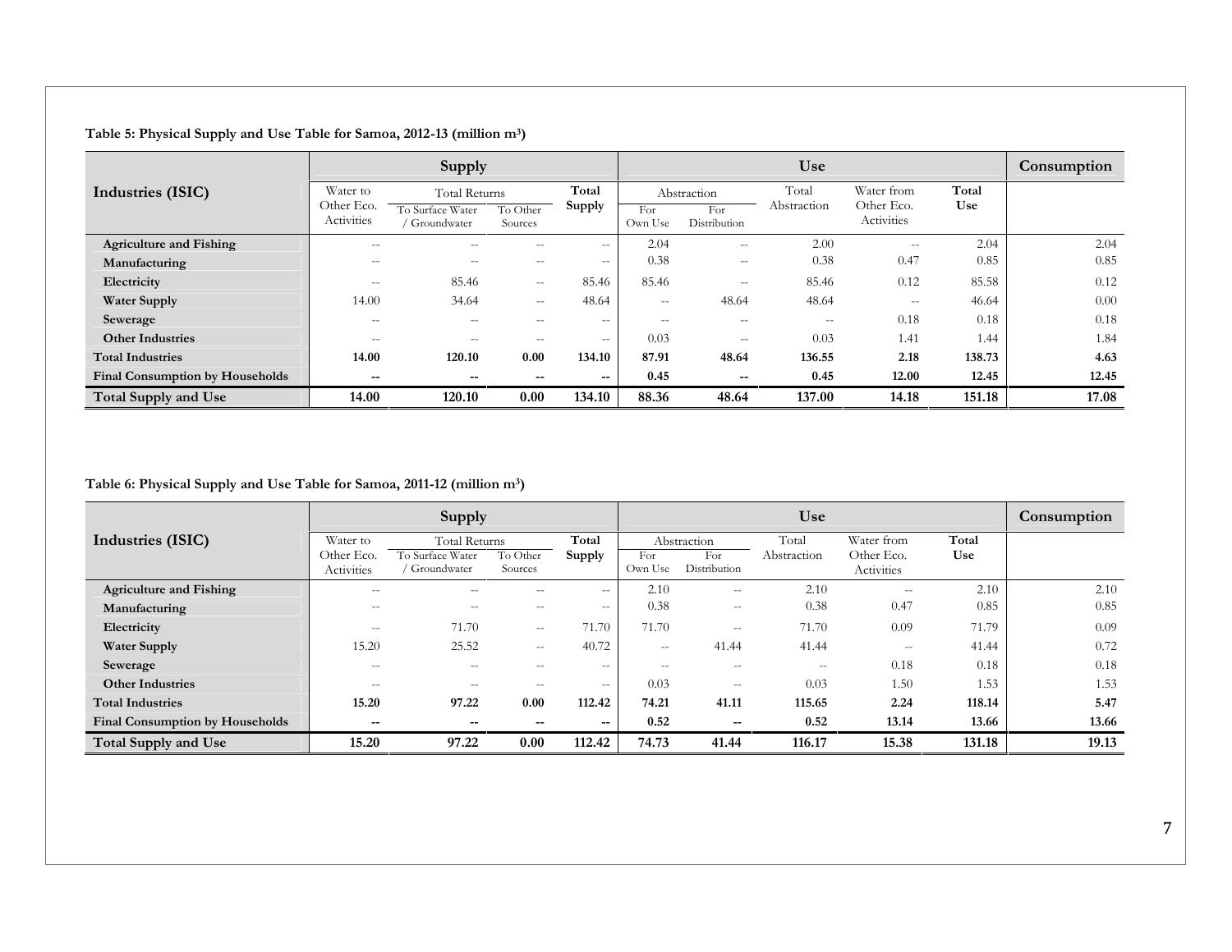**Table 5: Physical Supply and Use Table for Samoa, 2012-13 (million m³)**

| Industries (ISIC) | Supply | | | | Use | | | | | Consumption |
|---|---|---|---|---|---|---|---|---|---|---|
| | Water to Other Eco. Activities | Total Returns | | Total Supply | Abstraction | | Total Abstraction | Water from Other Eco. Activities | Total Use | |
| | | To Surface Water / Groundwater | To Other Sources | | For Own Use | For Distribution | | | | |
| Agriculture and Fishing | -- | -- | -- | -- | 2.04 | -- | 2.00 | -- | 2.04 | 2.04 |
| Manufacturing | -- | -- | -- | -- | 0.38 | -- | 0.38 | 0.47 | 0.85 | 0.85 |
| Electricity | -- | 85.46 | -- | 85.46 | 85.46 | -- | 85.46 | 0.12 | 85.58 | 0.12 |
| Water Supply | 14.00 | 34.64 | -- | 48.64 | -- | 48.64 | 48.64 | -- | 46.64 | 0.00 |
| Sewerage | -- | -- | -- | -- | -- | -- | -- | 0.18 | 0.18 | 0.18 |
| Other Industries | -- | -- | -- | -- | 0.03 | -- | 0.03 | 1.41 | 1.44 | 1.84 |
| **Total Industries** | **14.00** | **120.10** | **0.00** | **134.10** | **87.91** | **48.64** | **136.55** | **2.18** | **138.73** | **4.63** |
| **Final Consumption by Households** | **--** | **--** | **--** | **--** | **0.45** | **--** | **0.45** | **12.00** | **12.45** | **12.45** |
| **Total Supply and Use** | **14.00** | **120.10** | **0.00** | **134.10** | **88.36** | **48.64** | **137.00** | **14.18** | **151.18** | **17.08** |

**Table 6: Physical Supply and Use Table for Samoa, 2011-12 (million m³)**

| Industries (ISIC) | Supply | | | | Use | | | | | Consumption |
|---|---|---|---|---|---|---|---|---|---|---|
| | Water to Other Eco. Activities | Total Returns | | Total Supply | Abstraction | | Total Abstraction | Water from Other Eco. Activities | Total Use | |
| | | To Surface Water / Groundwater | To Other Sources | | For Own Use | For Distribution | | | | |
| Agriculture and Fishing | -- | -- | -- | -- | 2.10 | -- | 2.10 | -- | 2.10 | 2.10 |
| Manufacturing | -- | -- | -- | -- | 0.38 | -- | 0.38 | 0.47 | 0.85 | 0.85 |
| Electricity | -- | 71.70 | -- | 71.70 | 71.70 | -- | 71.70 | 0.09 | 71.79 | 0.09 |
| Water Supply | 15.20 | 25.52 | -- | 40.72 | -- | 41.44 | 41.44 | -- | 41.44 | 0.72 |
| Sewerage | -- | -- | -- | -- | -- | -- | -- | 0.18 | 0.18 | 0.18 |
| Other Industries | -- | -- | -- | -- | 0.03 | -- | 0.03 | 1.50 | 1.53 | 1.53 |
| **Total Industries** | **15.20** | **97.22** | **0.00** | **112.42** | **74.21** | **41.11** | **115.65** | **2.24** | **118.14** | **5.47** |
| **Final Consumption by Households** | **--** | **--** | **--** | **--** | **0.52** | **--** | **0.52** | **13.14** | **13.66** | **13.66** |
| **Total Supply and Use** | **15.20** | **97.22** | **0.00** | **112.42** | **74.73** | **41.44** | **116.17** | **15.38** | **131.18** | **19.13** |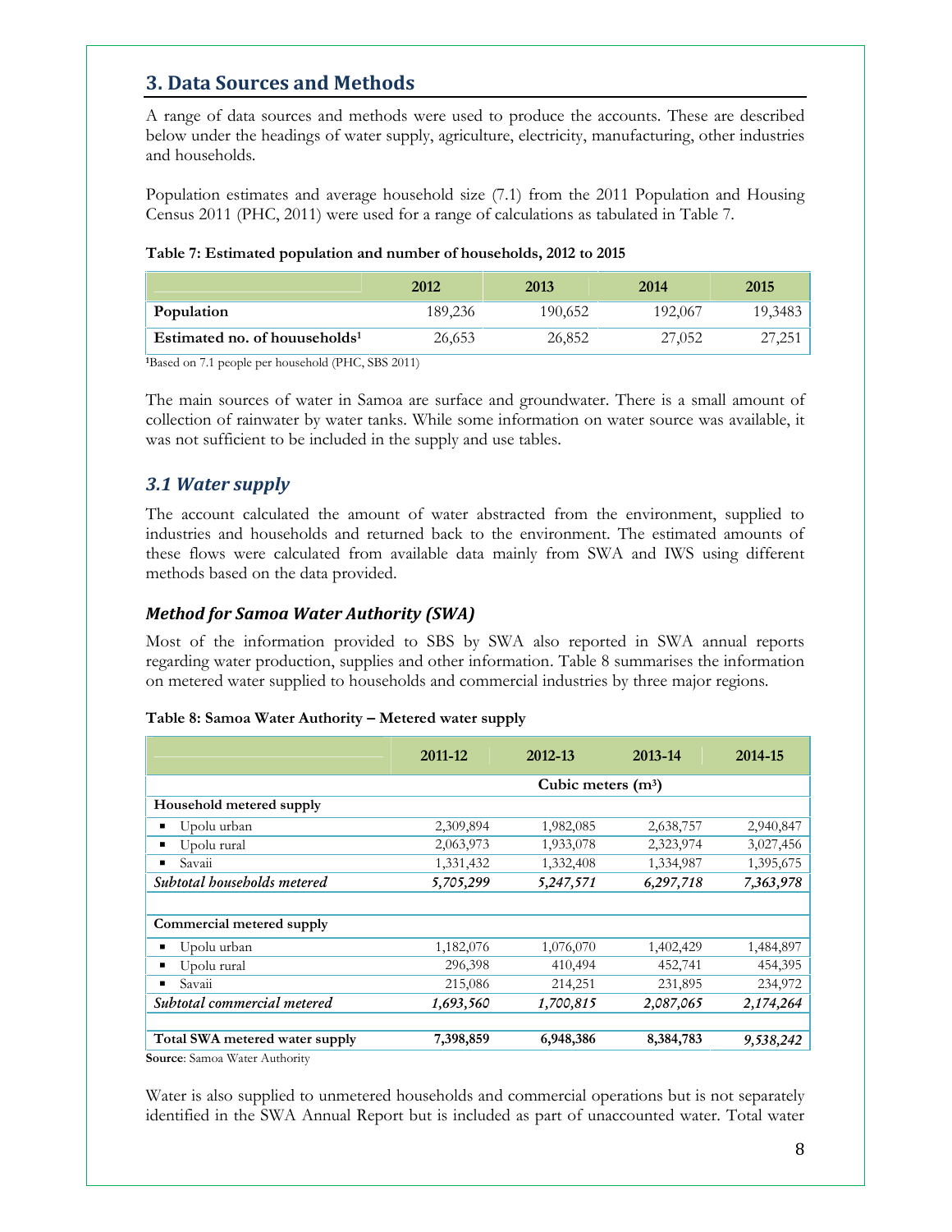## 3. Data Sources and Methods

A range of data sources and methods were used to produce the accounts. These are described below under the headings of water supply, agriculture, electricity, manufacturing, other industries and households.

Population estimates and average household size (7.1) from the 2011 Population and Housing Census 2011 (PHC, 2011) were used for a range of calculations as tabulated in Table 7.

**Table 7: Estimated population and number of households, 2012 to 2015**

| | 2012 | 2013 | 2014 | 2015 |
|---|---|---|---|---|
| **Population** | 189,236 | 190,652 | 192,067 | 19,3483 |
| **Estimated no. of houuseholds[1]** | 26,653 | 26,852 | 27,052 | 27,251 |

[1]Based on 7.1 people per household (PHC, SBS 2011)

The main sources of water in Samoa are surface and groundwater. There is a small amount of collection of rainwater by water tanks. While some information on water source was available, it was not sufficient to be included in the supply and use tables.

### *3.1 Water supply*

The account calculated the amount of water abstracted from the environment, supplied to industries and households and returned back to the environment. The estimated amounts of these flows were calculated from available data mainly from SWA and IWS using different methods based on the data provided.

#### *Method for Samoa Water Authority (SWA)*

Most of the information provided to SBS by SWA also reported in SWA annual reports regarding water production, supplies and other information. Table 8 summarises the information on metered water supplied to households and commercial industries by three major regions.

**Table 8: Samoa Water Authority – Metered water supply**

| | 2011-12 | 2012-13 | 2013-14 | 2014-15 |
|---|---|---|---|---|
| | Cubic meters (m³) | | | |
| **Household metered supply** | | | | |
| ▪ Upolu urban | 2,309,894 | 1,982,085 | 2,638,757 | 2,940,847 |
| ▪ Upolu rural | 2,063,973 | 1,933,078 | 2,323,974 | 3,027,456 |
| ▪ Savaii | 1,331,432 | 1,332,408 | 1,334,987 | 1,395,675 |
| ***Subtotal households metered*** | ***5,705,299*** | ***5,247,571*** | ***6,297,718*** | ***7,363,978*** |
| | | | | |
| **Commercial metered supply** | | | | |
| ▪ Upolu urban | 1,182,076 | 1,076,070 | 1,402,429 | 1,484,897 |
| ▪ Upolu rural | 296,398 | 410,494 | 452,741 | 454,395 |
| ▪ Savaii | 215,086 | 214,251 | 231,895 | 234,972 |
| ***Subtotal commercial metered*** | ***1,693,560*** | ***1,700,815*** | ***2,087,065*** | ***2,174,264*** |
| | | | | |
| **Total SWA metered water supply** | **7,398,859** | **6,948,386** | **8,384,783** | ***9,538,242*** |

**Source**: Samoa Water Authority

Water is also supplied to unmetered households and commercial operations but is not separately identified in the SWA Annual Report but is included as part of unaccounted water. Total water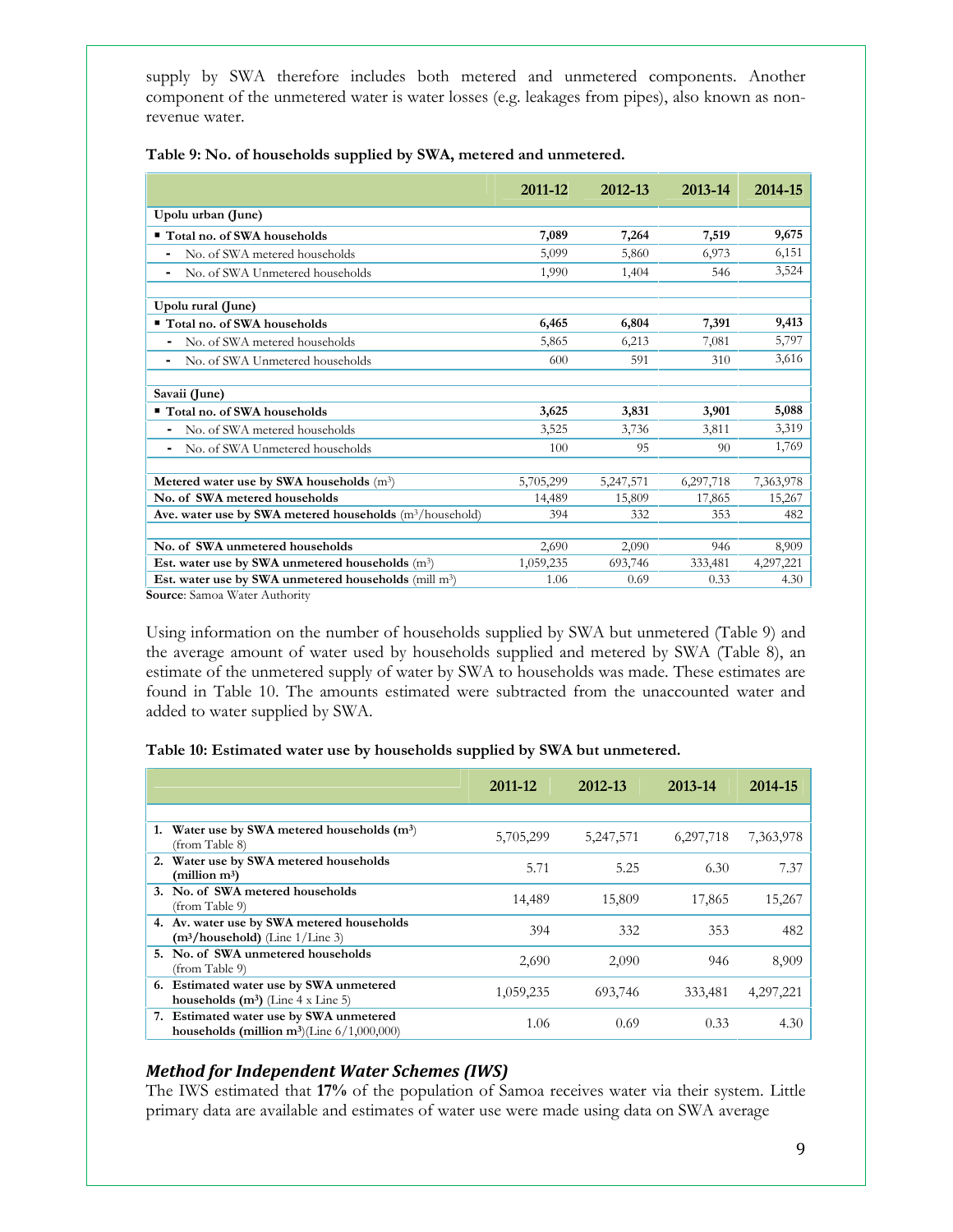supply by SWA therefore includes both metered and unmetered components. Another component of the unmetered water is water losses (e.g. leakages from pipes), also known as non-revenue water.

**Table 9: No. of households supplied by SWA, metered and unmetered.**

| | 2011-12 | 2012-13 | 2013-14 | 2014-15 |
|---|---|---|---|---|
| **Upolu urban (June)** | | | | |
| ▪ **Total no. of SWA households** | **7,089** | **7,264** | **7,519** | **9,675** |
| - No. of SWA metered households | 5,099 | 5,860 | 6,973 | 6,151 |
| - No. of SWA Unmetered households | 1,990 | 1,404 | 546 | 3,524 |
| | | | | |
| **Upolu rural (June)** | | | | |
| ▪ **Total no. of SWA households** | **6,465** | **6,804** | **7,391** | **9,413** |
| - No. of SWA metered households | 5,865 | 6,213 | 7,081 | 5,797 |
| - No. of SWA Unmetered households | 600 | 591 | 310 | 3,616 |
| | | | | |
| **Savaii (June)** | | | | |
| ▪ **Total no. of SWA households** | **3,625** | **3,831** | **3,901** | **5,088** |
| - No. of SWA metered households | 3,525 | 3,736 | 3,811 | 3,319 |
| - No. of SWA Unmetered households | 100 | 95 | 90 | 1,769 |
| | | | | |
| **Metered water use by SWA households** ($m^3$) | 5,705,299 | 5,247,571 | 6,297,718 | 7,363,978 |
| **No. of SWA metered households** | 14,489 | 15,809 | 17,865 | 15,267 |
| **Ave. water use by SWA metered households** ($m^3$/household) | 394 | 332 | 353 | 482 |
| | | | | |
| **No. of SWA unmetered households** | 2,690 | 2,090 | 946 | 8,909 |
| **Est. water use by SWA unmetered households** ($m^3$) | 1,059,235 | 693,746 | 333,481 | 4,297,221 |
| **Est. water use by SWA unmetered households** (mill $m^3$) | 1.06 | 0.69 | 0.33 | 4.30 |

**Source**: Samoa Water Authority

Using information on the number of households supplied by SWA but unmetered (Table 9) and the average amount of water used by households supplied and metered by SWA (Table 8), an estimate of the unmetered supply of water by SWA to households was made. These estimates are found in Table 10. The amounts estimated were subtracted from the unaccounted water and added to water supplied by SWA.

**Table 10: Estimated water use by households supplied by SWA but unmetered.**

| | 2011-12 | 2012-13 | 2013-14 | 2014-15 |
|---|---|---|---|---|
| 1. **Water use by SWA metered households ($m^3$)** (from Table 8) | 5,705,299 | 5,247,571 | 6,297,718 | 7,363,978 |
| 2. **Water use by SWA metered households (million $m^3$)** | 5.71 | 5.25 | 6.30 | 7.37 |
| 3. **No. of SWA metered households** (from Table 9) | 14,489 | 15,809 | 17,865 | 15,267 |
| 4. **Av. water use by SWA metered households ($m^3$/household)** (Line 1/Line 3) | 394 | 332 | 353 | 482 |
| 5. **No. of SWA unmetered households** (from Table 9) | 2,690 | 2,090 | 946 | 8,909 |
| 6. **Estimated water use by SWA unmetered households ($m^3$)** (Line 4 x Line 5) | 1,059,235 | 693,746 | 333,481 | 4,297,221 |
| 7. **Estimated water use by SWA unmetered households (million $m^3$)**(Line 6/1,000,000) | 1.06 | 0.69 | 0.33 | 4.30 |

### *Method for Independent Water Schemes (IWS)*

The IWS estimated that **17%** of the population of Samoa receives water via their system. Little primary data are available and estimates of water use were made using data on SWA average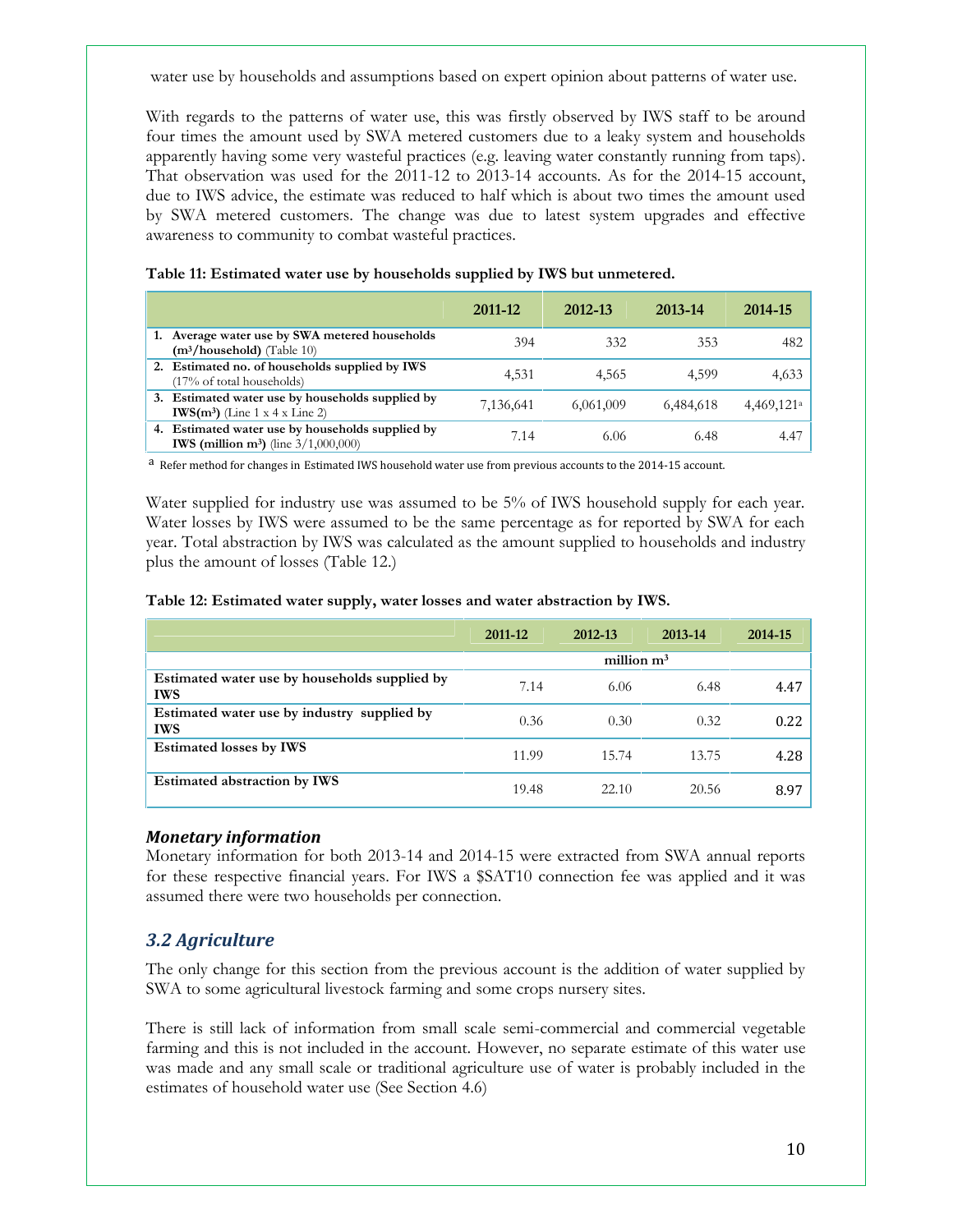water use by households and assumptions based on expert opinion about patterns of water use.

With regards to the patterns of water use, this was firstly observed by IWS staff to be around four times the amount used by SWA metered customers due to a leaky system and households apparently having some very wasteful practices (e.g. leaving water constantly running from taps). That observation was used for the 2011-12 to 2013-14 accounts. As for the 2014-15 account, due to IWS advice, the estimate was reduced to half which is about two times the amount used by SWA metered customers. The change was due to latest system upgrades and effective awareness to community to combat wasteful practices.

**Table 11: Estimated water use by households supplied by IWS but unmetered.**

| | 2011-12 | 2012-13 | 2013-14 | 2014-15 |
|---|---|---|---|---|
| 1. **Average water use by SWA metered households ($m^3$/household)** (Table 10) | 394 | 332 | 353 | 482 |
| 2. **Estimated no. of households supplied by IWS** (17% of total households) | 4,531 | 4,565 | 4,599 | 4,633 |
| 3. **Estimated water use by households supplied by IWS($m^3$)** (Line 1 x 4 x Line 2) | 7,136,641 | 6,061,009 | 6,484,618 | 4,469,121[a] |
| 4. **Estimated water use by households supplied by IWS (million $m^3$)** (line 3/1,000,000) | 7.14 | 6.06 | 6.48 | 4.47 |

[a] Refer method for changes in Estimated IWS household water use from previous accounts to the 2014-15 account.

Water supplied for industry use was assumed to be 5% of IWS household supply for each year. Water losses by IWS were assumed to be the same percentage as for reported by SWA for each year. Total abstraction by IWS was calculated as the amount supplied to households and industry plus the amount of losses (Table 12.)

**Table 12: Estimated water supply, water losses and water abstraction by IWS.**

| | 2011-12 | 2012-13 | 2013-14 | 2014-15 |
|---|---|---|---|---|
| | million $m^3$ | | | |
| **Estimated water use by households supplied by IWS** | 7.14 | 6.06 | 6.48 | 4.47 |
| **Estimated water use by industry supplied by IWS** | 0.36 | 0.30 | 0.32 | 0.22 |
| **Estimated losses by IWS** | 11.99 | 15.74 | 13.75 | 4.28 |
| **Estimated abstraction by IWS** | 19.48 | 22.10 | 20.56 | 8.97 |

### *Monetary information*

Monetary information for both 2013-14 and 2014-15 were extracted from SWA annual reports for these respective financial years. For IWS a $SAT10 connection fee was applied and it was assumed there were two households per connection.

## *3.2 Agriculture*

The only change for this section from the previous account is the addition of water supplied by SWA to some agricultural livestock farming and some crops nursery sites.

There is still lack of information from small scale semi-commercial and commercial vegetable farming and this is not included in the account. However, no separate estimate of this water use was made and any small scale or traditional agriculture use of water is probably included in the estimates of household water use (See Section 4.6)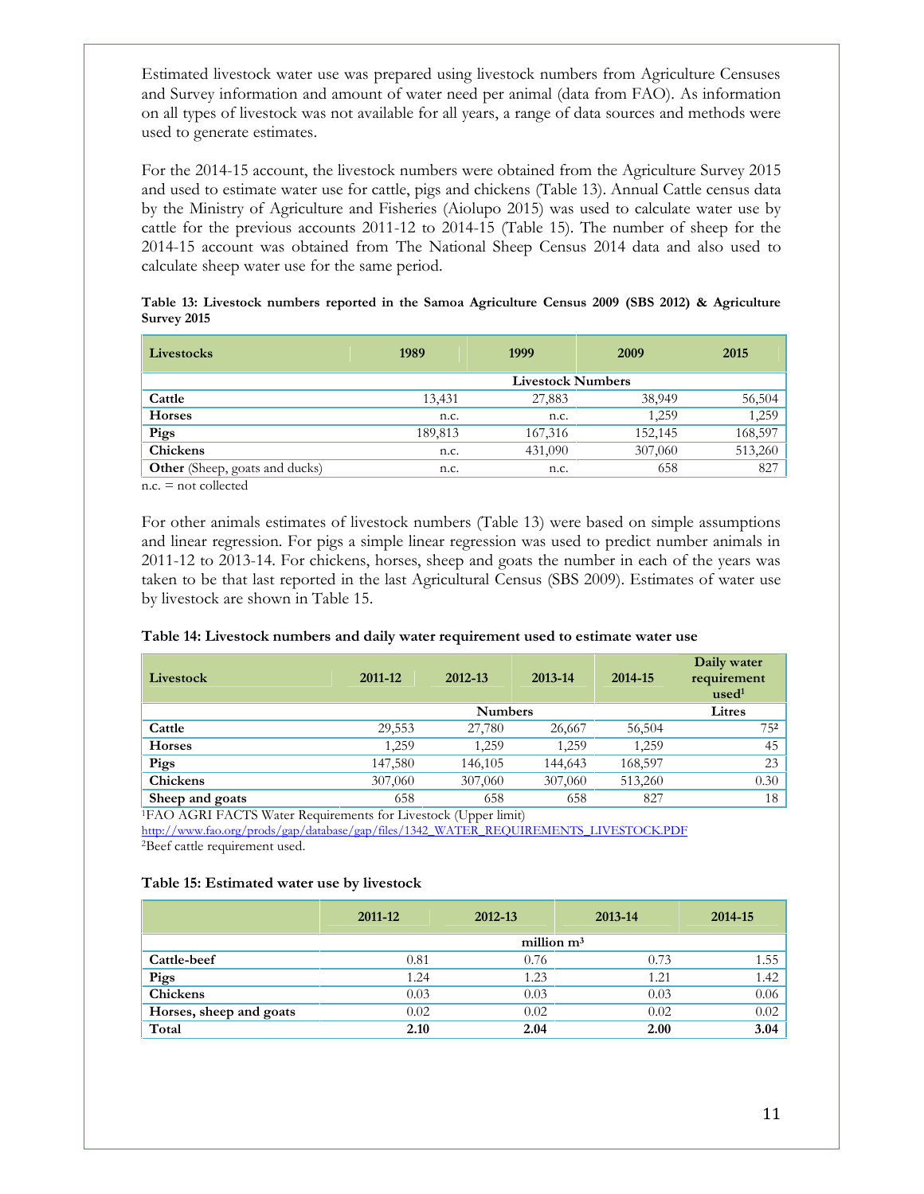Estimated livestock water use was prepared using livestock numbers from Agriculture Censuses and Survey information and amount of water need per animal (data from FAO). As information on all types of livestock was not available for all years, a range of data sources and methods were used to generate estimates.

For the 2014-15 account, the livestock numbers were obtained from the Agriculture Survey 2015 and used to estimate water use for cattle, pigs and chickens (Table 13). Annual Cattle census data by the Ministry of Agriculture and Fisheries (Aiolupo 2015) was used to calculate water use by cattle for the previous accounts 2011-12 to 2014-15 (Table 15). The number of sheep for the 2014-15 account was obtained from The National Sheep Census 2014 data and also used to calculate sheep water use for the same period.

**Table 13: Livestock numbers reported in the Samoa Agriculture Census 2009 (SBS 2012) & Agriculture Survey 2015**

| Livestocks | 1989 | 1999 | 2009 | 2015 |
|---|---|---|---|---|
| | Livestock Numbers | | | |
| **Cattle** | 13,431 | 27,883 | 38,949 | 56,504 |
| **Horses** | n.c. | n.c. | 1,259 | 1,259 |
| **Pigs** | 189,813 | 167,316 | 152,145 | 168,597 |
| **Chickens** | n.c. | 431,090 | 307,060 | 513,260 |
| **Other** (Sheep, goats and ducks) | n.c. | n.c. | 658 | 827 |

n.c. = not collected

For other animals estimates of livestock numbers (Table 13) were based on simple assumptions and linear regression. For pigs a simple linear regression was used to predict number animals in 2011-12 to 2013-14. For chickens, horses, sheep and goats the number in each of the years was taken to be that last reported in the last Agricultural Census (SBS 2009). Estimates of water use by livestock are shown in Table 15.

**Table 14: Livestock numbers and daily water requirement used to estimate water use**

| Livestock | 2011-12 | 2012-13 | 2013-14 | 2014-15 | Daily water requirement used[1] |
|---|---|---|---|---|---|
| | Numbers | | | | Litres |
| **Cattle** | 29,553 | 27,780 | 26,667 | 56,504 | 75[2] |
| **Horses** | 1,259 | 1,259 | 1,259 | 1,259 | 45 |
| **Pigs** | 147,580 | 146,105 | 144,643 | 168,597 | 23 |
| **Chickens** | 307,060 | 307,060 | 307,060 | 513,260 | 0.30 |
| **Sheep and goats** | 658 | 658 | 658 | 827 | 18 |

[1]FAO AGRI FACTS Water Requirements for Livestock (Upper limit)
http://www.fao.org/prods/gap/database/gap/files/1342_WATER_REQUIREMENTS_LIVESTOCK.PDF
[2]Beef cattle requirement used.

**Table 15: Estimated water use by livestock**

| | 2011-12 | 2012-13 | 2013-14 | 2014-15 |
|---|---|---|---|---|
| | million m³ | | | |
| **Cattle-beef** | 0.81 | 0.76 | 0.73 | 1.55 |
| **Pigs** | 1.24 | 1.23 | 1.21 | 1.42 |
| **Chickens** | 0.03 | 0.03 | 0.03 | 0.06 |
| **Horses, sheep and goats** | 0.02 | 0.02 | 0.02 | 0.02 |
| **Total** | **2.10** | **2.04** | **2.00** | **3.04** |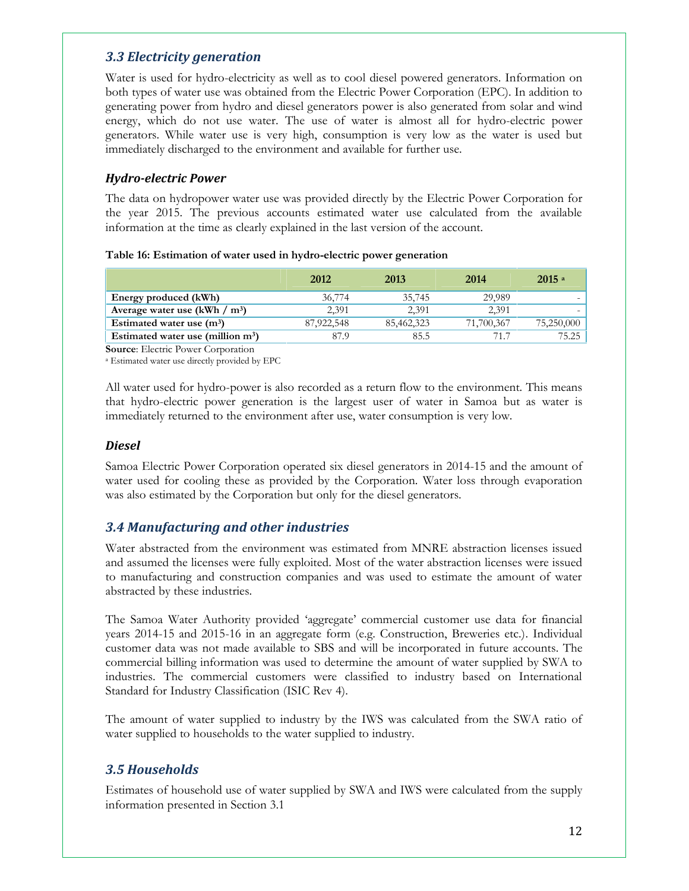## *3.3 Electricity generation*

Water is used for hydro-electricity as well as to cool diesel powered generators. Information on both types of water use was obtained from the Electric Power Corporation (EPC). In addition to generating power from hydro and diesel generators power is also generated from solar and wind energy, which do not use water. The use of water is almost all for hydro-electric power generators. While water use is very high, consumption is very low as the water is used but immediately discharged to the environment and available for further use.

### *Hydro-electric Power*

The data on hydropower water use was provided directly by the Electric Power Corporation for the year 2015. The previous accounts estimated water use calculated from the available information at the time as clearly explained in the last version of the account.

**Table 16: Estimation of water used in hydro-electric power generation**

| | 2012 | 2013 | 2014 | 2015 [a] |
|---|---|---|---|---|
| **Energy produced (kWh)** | 36,774 | 35,745 | 29,989 | - |
| **Average water use (kWh / m³)** | 2,391 | 2,391 | 2,391 | - |
| **Estimated water use (m³)** | 87,922,548 | 85,462,323 | 71,700,367 | 75,250,000 |
| **Estimated water use (million m³)** | 87.9 | 85.5 | 71.7 | 75.25 |

**Source**: Electric Power Corporation

[a] Estimated water use directly provided by EPC

All water used for hydro-power is also recorded as a return flow to the environment. This means that hydro-electric power generation is the largest user of water in Samoa but as water is immediately returned to the environment after use, water consumption is very low.

### *Diesel*

Samoa Electric Power Corporation operated six diesel generators in 2014-15 and the amount of water used for cooling these as provided by the Corporation. Water loss through evaporation was also estimated by the Corporation but only for the diesel generators.

## *3.4 Manufacturing and other industries*

Water abstracted from the environment was estimated from MNRE abstraction licenses issued and assumed the licenses were fully exploited. Most of the water abstraction licenses were issued to manufacturing and construction companies and was used to estimate the amount of water abstracted by these industries.

The Samoa Water Authority provided 'aggregate' commercial customer use data for financial years 2014-15 and 2015-16 in an aggregate form (e.g. Construction, Breweries etc.). Individual customer data was not made available to SBS and will be incorporated in future accounts. The commercial billing information was used to determine the amount of water supplied by SWA to industries. The commercial customers were classified to industry based on International Standard for Industry Classification (ISIC Rev 4).

The amount of water supplied to industry by the IWS was calculated from the SWA ratio of water supplied to households to the water supplied to industry.

## *3.5 Households*

Estimates of household use of water supplied by SWA and IWS were calculated from the supply information presented in Section 3.1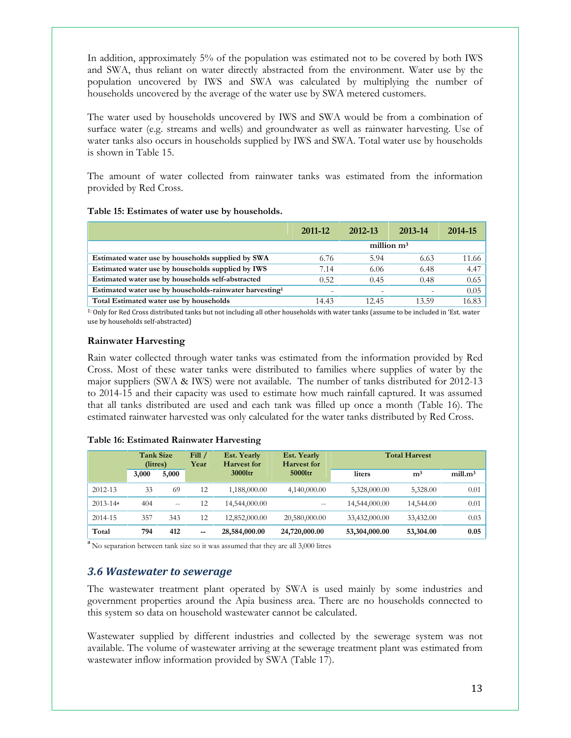In addition, approximately 5% of the population was estimated not to be covered by both IWS and SWA, thus reliant on water directly abstracted from the environment. Water use by the population uncovered by IWS and SWA was calculated by multiplying the number of households uncovered by the average of the water use by SWA metered customers.

The water used by households uncovered by IWS and SWA would be from a combination of surface water (e.g. streams and wells) and groundwater as well as rainwater harvesting. Use of water tanks also occurs in households supplied by IWS and SWA. Total water use by households is shown in Table 15.

The amount of water collected from rainwater tanks was estimated from the information provided by Red Cross.

**Table 15: Estimates of water use by households.**

| | 2011-12 | 2012-13 | 2013-14 | 2014-15 |
|---|---|---|---|---|
| | million $m^3$ | | | |
| **Estimated water use by households supplied by SWA** | 6.76 | 5.94 | 6.63 | 11.66 |
| **Estimated water use by households supplied by IWS** | 7.14 | 6.06 | 6.48 | 4.47 |
| **Estimated water use by households self-abstracted** | 0.52 | 0.45 | 0.48 | 0.65 |
| **Estimated water use by households-rainwater harvesting[1]** | - | - | - | 0.05 |
| **Total Estimated water use by households** | 14.43 | 12.45 | 13.59 | 16.83 |

[1:] Only for Red Cross distributed tanks but not including all other households with water tanks (assume to be included in 'Est. water use by households self-abstracted)

### Rainwater Harvesting

Rain water collected through water tanks was estimated from the information provided by Red Cross. Most of these water tanks were distributed to families where supplies of water by the major suppliers (SWA & IWS) were not available. The number of tanks distributed for 2012-13 to 2014-15 and their capacity was used to estimate how much rainfall captured. It was assumed that all tanks distributed are used and each tank was filled up once a month (Table 16). The estimated rainwater harvested was only calculated for the water tanks distributed by Red Cross.

**Table 16: Estimated Rainwater Harvesting**

| | Tank Size (litres) | | Fill / Year | Est. Yearly Harvest for 3000ltr | Est. Yearly Harvest for 5000ltr | Total Harvest | | |
|---|---|---|---|---|---|---|---|---|
| | 3,000 | 5,000 | | | | liters | $m^3$ | mill.$m^3$ |
| 2012-13 | 33 | 69 | 12 | 1,188,000.00 | 4,140,000.00 | 5,328,000.00 | 5,328.00 | 0.01 |
| 2013-14[a] | 404 | -- | 12 | 14,544,000.00 | -- | 14,544,000.00 | 14,544.00 | 0.01 |
| 2014-15 | 357 | 343 | 12 | 12,852,000.00 | 20,580,000.00 | 33,432,000.00 | 33,432.00 | 0.03 |
| **Total** | **794** | **412** | **--** | **28,584,000.00** | **24,720,000.00** | **53,304,000.00** | **53,304.00** | **0.05** |

[a] No separation between tank size so it was assumed that they are all 3,000 litres

## 3.6 Wastewater to sewerage

The wastewater treatment plant operated by SWA is used mainly by some industries and government properties around the Apia business area. There are no households connected to this system so data on household wastewater cannot be calculated.

Wastewater supplied by different industries and collected by the sewerage system was not available. The volume of wastewater arriving at the sewerage treatment plant was estimated from wastewater inflow information provided by SWA (Table 17).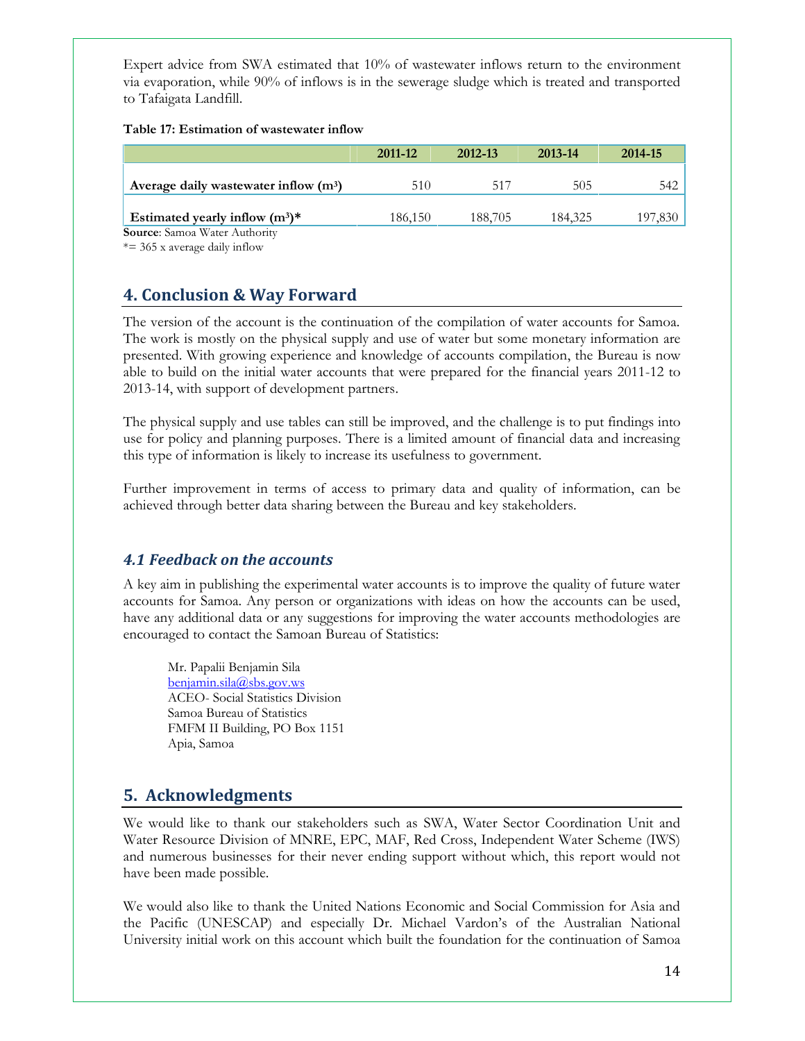Expert advice from SWA estimated that 10% of wastewater inflows return to the environment via evaporation, while 90% of inflows is in the sewerage sludge which is treated and transported to Tafaigata Landfill.

**Table 17: Estimation of wastewater inflow**

| | 2011-12 | 2012-13 | 2013-14 | 2014-15 |
|---|---|---|---|---|
| **Average daily wastewater inflow ($m^3$)** | 510 | 517 | 505 | 542 |
| **Estimated yearly inflow ($m^3$)*** | 186,150 | 188,705 | 184,325 | 197,830 |

**Source**: Samoa Water Authority

*= 365 x average daily inflow

## 4. Conclusion & Way Forward

The version of the account is the continuation of the compilation of water accounts for Samoa. The work is mostly on the physical supply and use of water but some monetary information are presented. With growing experience and knowledge of accounts compilation, the Bureau is now able to build on the initial water accounts that were prepared for the financial years 2011-12 to 2013-14, with support of development partners.

The physical supply and use tables can still be improved, and the challenge is to put findings into use for policy and planning purposes. There is a limited amount of financial data and increasing this type of information is likely to increase its usefulness to government.

Further improvement in terms of access to primary data and quality of information, can be achieved through better data sharing between the Bureau and key stakeholders.

### *4.1 Feedback on the accounts*

A key aim in publishing the experimental water accounts is to improve the quality of future water accounts for Samoa. Any person or organizations with ideas on how the accounts can be used, have any additional data or any suggestions for improving the water accounts methodologies are encouraged to contact the Samoan Bureau of Statistics:

Mr. Papalii Benjamin Sila
benjamin.sila@sbs.gov.ws
ACEO- Social Statistics Division
Samoa Bureau of Statistics
FMFM II Building, PO Box 1151
Apia, Samoa

## 5. Acknowledgments

We would like to thank our stakeholders such as SWA, Water Sector Coordination Unit and Water Resource Division of MNRE, EPC, MAF, Red Cross, Independent Water Scheme (IWS) and numerous businesses for their never ending support without which, this report would not have been made possible.

We would also like to thank the United Nations Economic and Social Commission for Asia and the Pacific (UNESCAP) and especially Dr. Michael Vardon's of the Australian National University initial work on this account which built the foundation for the continuation of Samoa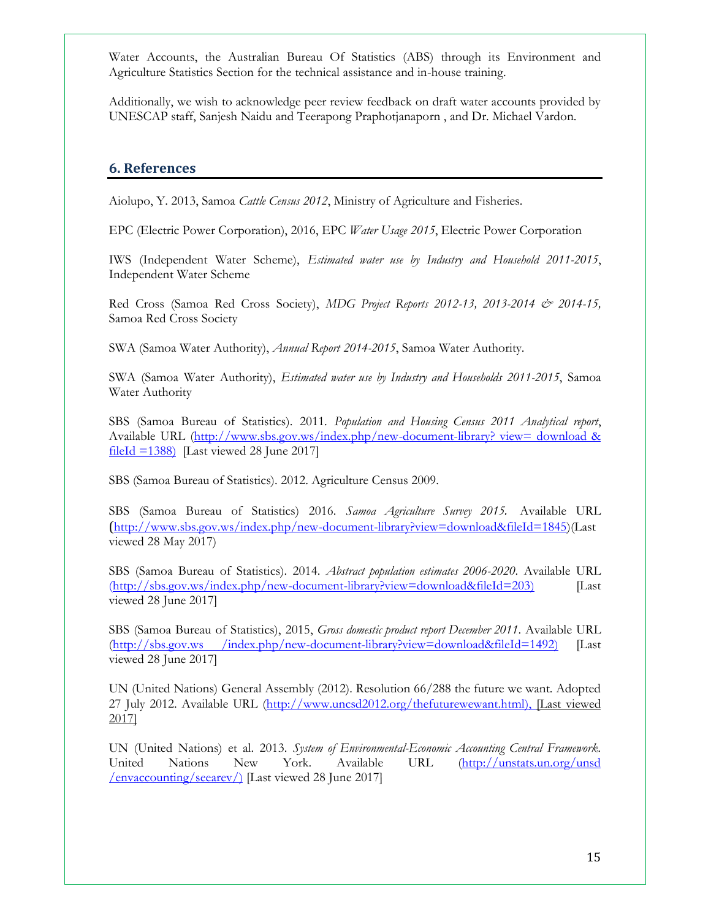Water Accounts, the Australian Bureau Of Statistics (ABS) through its Environment and Agriculture Statistics Section for the technical assistance and in-house training.

Additionally, we wish to acknowledge peer review feedback on draft water accounts provided by UNESCAP staff, Sanjesh Naidu and Teerapong Praphotjanaporn , and Dr. Michael Vardon.

## 6. References

Aiolupo, Y. 2013, Samoa *Cattle Census 2012*, Ministry of Agriculture and Fisheries.

EPC (Electric Power Corporation), 2016, EPC *Water Usage 2015*, Electric Power Corporation

IWS (Independent Water Scheme), *Estimated water use by Industry and Household 2011-2015*, Independent Water Scheme

Red Cross (Samoa Red Cross Society), *MDG Project Reports 2012-13, 2013-2014 & 2014-15,* Samoa Red Cross Society

SWA (Samoa Water Authority), *Annual Report 2014-2015*, Samoa Water Authority.

SWA (Samoa Water Authority), *Estimated water use by Industry and Households 2011-2015*, Samoa Water Authority

SBS (Samoa Bureau of Statistics). 2011. *Population and Housing Census 2011 Analytical report*, Available URL (http://www.sbs.gov.ws/index.php/new-document-library? view= download & fileId =1388) [Last viewed 28 June 2017]

SBS (Samoa Bureau of Statistics). 2012. Agriculture Census 2009.

SBS (Samoa Bureau of Statistics) 2016. *Samoa Agriculture Survey 2015.* Available URL (http://www.sbs.gov.ws/index.php/new-document-library?view=download&fileId=1845)(Last viewed 28 May 2017)

SBS (Samoa Bureau of Statistics). 2014. *Abstract population estimates 2006-2020*. Available URL (http://sbs.gov.ws/index.php/new-document-library?view=download&fileId=203) [Last viewed 28 June 2017]

SBS (Samoa Bureau of Statistics), 2015, *Gross domestic product report December 2011*. Available URL (http://sbs.gov.ws /index.php/new-document-library?view=download&fileId=1492) [Last viewed 28 June 2017]

UN (United Nations) General Assembly (2012). Resolution 66/288 the future we want. Adopted 27 July 2012. Available URL (http://www.uncsd2012.org/thefuturewewant.html), [Last viewed 2017]

UN (United Nations) et al. 2013. *System of Environmental-Economic Accounting Central Framework*. United Nations New York. Available URL (http://unstats.un.org/unsd /envaccounting/seearev/) [Last viewed 28 June 2017]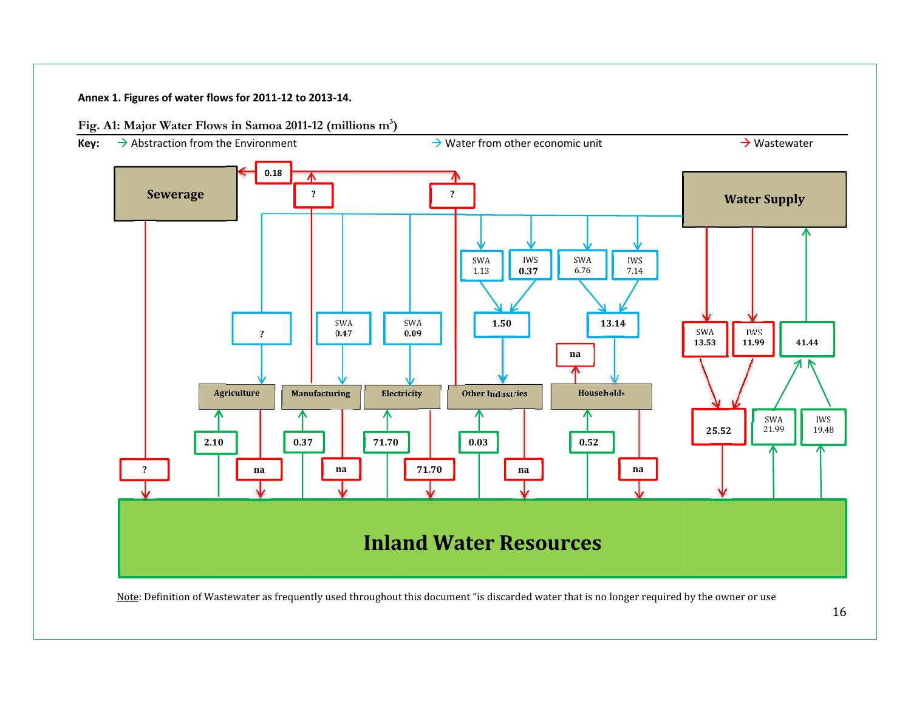**Annex 1. Figures of water flows for 2011-12 to 2013-14.**

Fig. A1: Major Water Flows in Samoa 2011-12 (millions $m^3$)

Key: → Abstraction from the Environment → Water from other economic unit → Wastewater

Sewerage

Water Supply

0.18

?

?

SWA 1.13

IWS 0.37

SWA 6.76

IWS 7.14

?

SWA 0.47

SWA 0.09

1.50

13.14

SWA 13.53

IWS 11.99

41.44

na

Agriculture

Manufacturing

Electricity

Other Industries

Households

25.52

SWA 21.99

IWS 19.48

2.10

0.37

71.70

0.03

0.52

?

na

na

71.70

na

na

Inland Water Resources

Note: Definition of Wastewater as frequently used throughout this document "is discarded water that is no longer required by the owner or use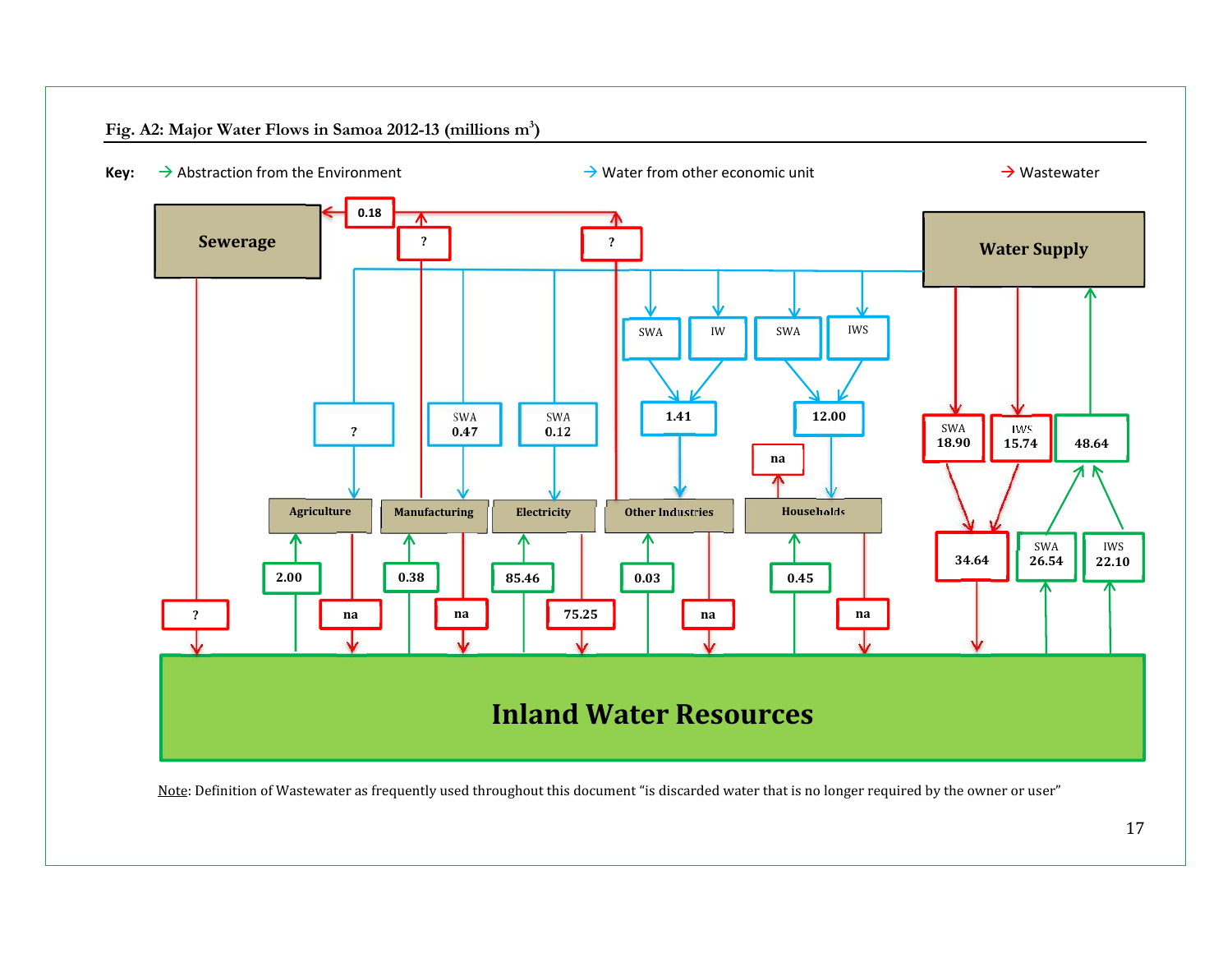**Fig. A2: Major Water Flows in Samoa 2012-13 (millions m³)**

**Key:** → Abstraction from the Environment → Water from other economic unit → Wastewater

Sewerage

Water Supply

0.18

?

?

SWA

IW

SWA

IWS

?

SWA 0.47

SWA 0.12

1.41

12.00

SWA 18.90

IWS 15.74

48.64

na

Agriculture

Manufacturing

Electricity

Other Industries

Households

34.64

SWA 26.54

IWS 22.10

2.00

0.38

85.46

0.03

0.45

?

na

na

75.25

na

na

Inland Water Resources

Note: Definition of Wastewater as frequently used throughout this document "is discarded water that is no longer required by the owner or user"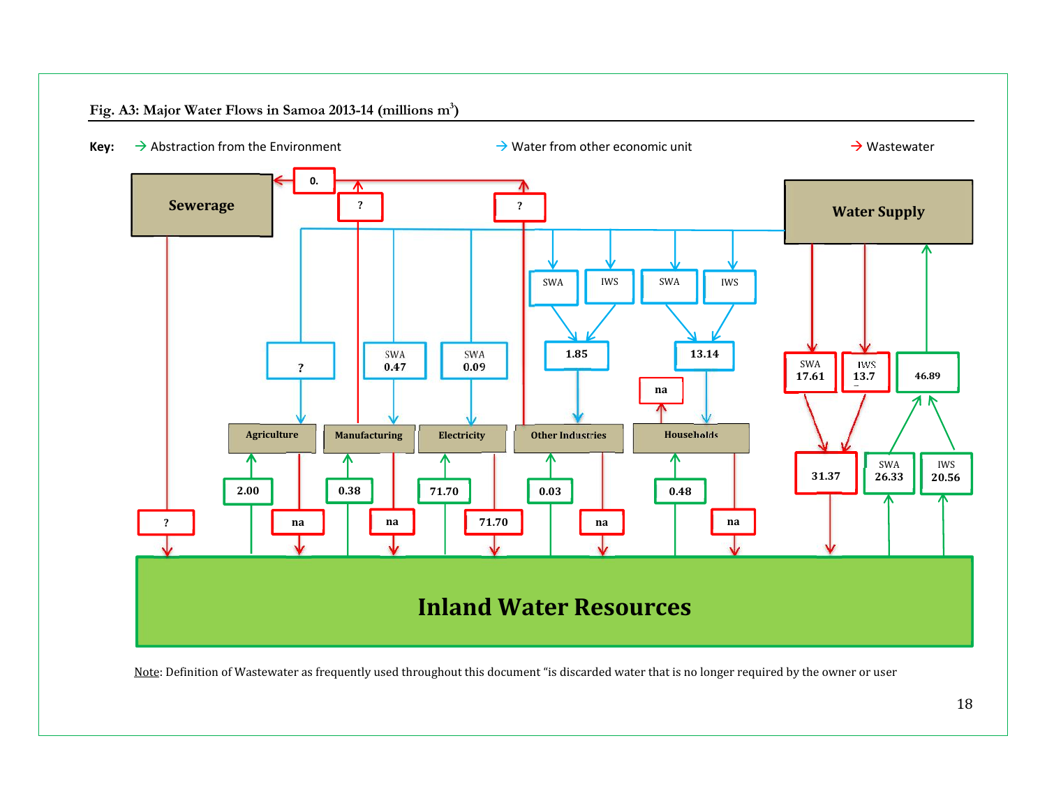Fig. A3: Major Water Flows in Samoa 2013-14 (millions m³)

Key: → Abstraction from the Environment → Water from other economic unit → Wastewater

Sewerage

Water Supply

0.

?

?

SWA

IWS

SWA

IWS

?

SWA 0.47

SWA 0.09

1.85

13.14

SWA 17.61

IWS 13.7

46.89

na

Agriculture

Manufacturing

Electricity

Other Industries

Households

31.37

SWA 26.33

IWS 20.56

2.00

0.38

71.70

0.03

0.48

?

na

na

71.70

na

na

Inland Water Resources

Note: Definition of Wastewater as frequently used throughout this document "is discarded water that is no longer required by the owner or user